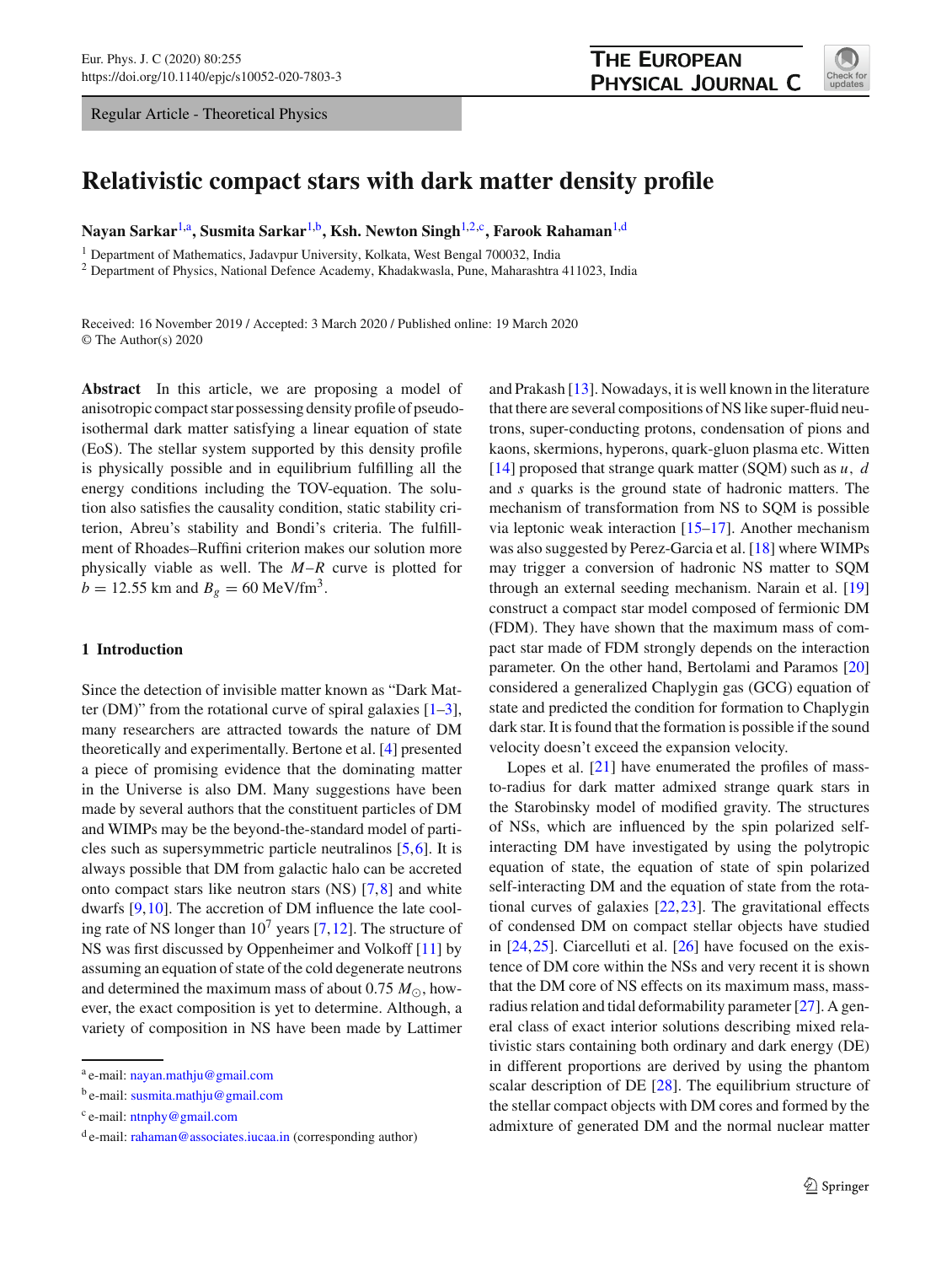Regular Article - Theoretical Physics

# Relativistic compact stars with dark matter density profile

**Nayan Sarkar**[1,a], **Susmita Sarkar**[1,b], **Ksh. Newton Singh**[1,2,c], **Farook Rahaman**[1,d]

[1] Department of Mathematics, Jadavpur University, Kolkata, West Bengal 700032, India
[2] Department of Physics, National Defence Academy, Khadakwasla, Pune, Maharashtra 411023, India

Received: 16 November 2019 / Accepted: 3 March 2020 / Published online: 19 March 2020
© The Author(s) 2020

**Abstract** In this article, we are proposing a model of anisotropic compact star possessing density profile of pseudo-isothermal dark matter satisfying a linear equation of state (EoS). The stellar system supported by this density profile is physically possible and in equilibrium fulfilling all the energy conditions including the TOV-equation. The solution also satisfies the causality condition, static stability criterion, Abreu's stability and Bondi's criteria. The fulfillment of Rhoades–Ruffini criterion makes our solution more physically viable as well. The $M$–$R$ curve is plotted for $b = 12.55$ km and $B_g = 60$ MeV/fm$^3$.

## 1 Introduction

Since the detection of invisible matter known as "Dark Matter (DM)" from the rotational curve of spiral galaxies [1–3], many researchers are attracted towards the nature of DM theoretically and experimentally. Bertone et al. [4] presented a piece of promising evidence that the dominating matter in the Universe is also DM. Many suggestions have been made by several authors that the constituent particles of DM and WIMPs may be the beyond-the-standard model of particles such as supersymmetric particle neutralinos [5,6]. It is always possible that DM from galactic halo can be accreted onto compact stars like neutron stars (NS) [7,8] and white dwarfs [9,10]. The accretion of DM influence the late cooling rate of NS longer than $10^7$ years [7,12]. The structure of NS was first discussed by Oppenheimer and Volkoff [11] by assuming an equation of state of the cold degenerate neutrons and determined the maximum mass of about 0.75 $M_\odot$, however, the exact composition is yet to determine. Although, a variety of composition in NS have been made by Lattimer and Prakash [13]. Nowadays, it is well known in the literature that there are several compositions of NS like super-fluid neutrons, super-conducting protons, condensation of pions and kaons, skermions, hyperons, quark-gluon plasma etc. Witten [14] proposed that strange quark matter (SQM) such as $u$, $d$ and $s$ quarks is the ground state of hadronic matters. The mechanism of transformation from NS to SQM is possible via leptonic weak interaction [15–17]. Another mechanism was also suggested by Perez-Garcia et al. [18] where WIMPs may trigger a conversion of hadronic NS matter to SQM through an external seeding mechanism. Narain et al. [19] construct a compact star model composed of fermionic DM (FDM). They have shown that the maximum mass of compact star made of FDM strongly depends on the interaction parameter. On the other hand, Bertolami and Paramos [20] considered a generalized Chaplygin gas (GCG) equation of state and predicted the condition for formation to Chaplygin dark star. It is found that the formation is possible if the sound velocity doesn't exceed the expansion velocity.

Lopes et al. [21] have enumerated the profiles of mass-to-radius for dark matter admixed strange quark stars in the Starobinsky model of modified gravity. The structures of NSs, which are influenced by the spin polarized self-interacting DM have investigated by using the polytropic equation of state, the equation of state of spin polarized self-interacting DM and the equation of state from the rotational curves of galaxies [22,23]. The gravitational effects of condensed DM on compact stellar objects have studied in [24,25]. Ciarcelluti et al. [26] have focused on the existence of DM core within the NSs and very recent it is shown that the DM core of NS effects on its maximum mass, mass-radius relation and tidal deformability parameter [27]. A general class of exact interior solutions describing mixed relativistic stars containing both ordinary and dark energy (DE) in different proportions are derived by using the phantom scalar description of DE [28]. The equilibrium structure of the stellar compact objects with DM cores and formed by the admixture of generated DM and the normal nuclear matter

[a] e-mail: nayan.mathju@gmail.com
[b] e-mail: susmita.mathju@gmail.com
[c] e-mail: ntnphy@gmail.com
[d] e-mail: rahaman@associates.iucaa.in (corresponding author)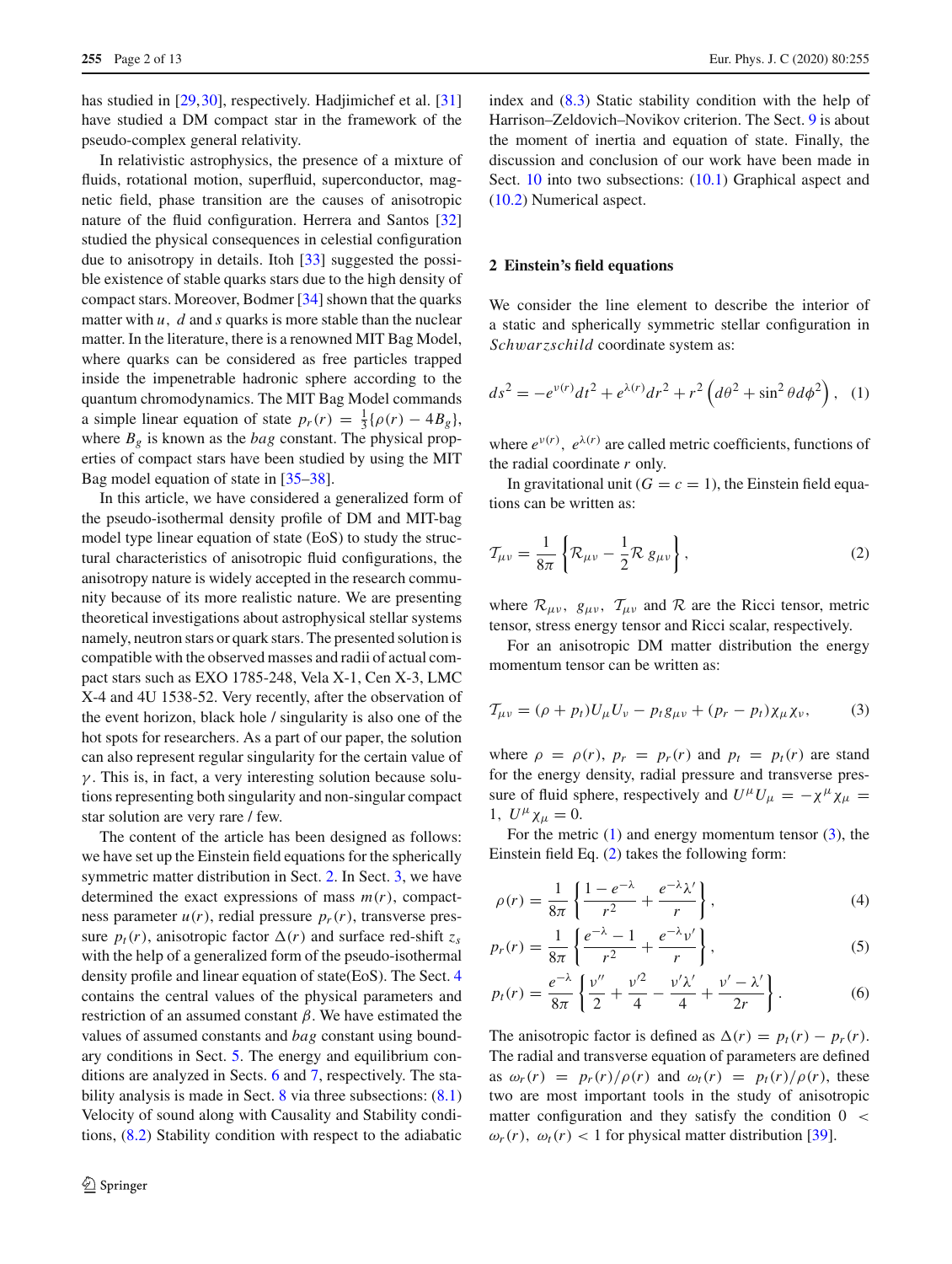has studied in [29,30], respectively. Hadjimichef et al. [31] have studied a DM compact star in the framework of the pseudo-complex general relativity.

In relativistic astrophysics, the presence of a mixture of fluids, rotational motion, superfluid, superconductor, magnetic field, phase transition are the causes of anisotropic nature of the fluid configuration. Herrera and Santos [32] studied the physical consequences in celestial configuration due to anisotropy in details. Itoh [33] suggested the possible existence of stable quarks stars due to the high density of compact stars. Moreover, Bodmer [34] shown that the quarks matter with $u$, $d$ and $s$ quarks is more stable than the nuclear matter. In the literature, there is a renowned MIT Bag Model, where quarks can be considered as free particles trapped inside the impenetrable hadronic sphere according to the quantum chromodynamics. The MIT Bag Model commands a simple linear equation of state $p_r(r) = \frac{1}{3}\{\rho(r) - 4B_g\}$, where $B_g$ is known as the *bag* constant. The physical properties of compact stars have been studied by using the MIT Bag model equation of state in [35–38].

In this article, we have considered a generalized form of the pseudo-isothermal density profile of DM and MIT-bag model type linear equation of state (EoS) to study the structural characteristics of anisotropic fluid configurations, the anisotropy nature is widely accepted in the research community because of its more realistic nature. We are presenting theoretical investigations about astrophysical stellar systems namely, neutron stars or quark stars. The presented solution is compatible with the observed masses and radii of actual compact stars such as EXO 1785-248, Vela X-1, Cen X-3, LMC X-4 and 4U 1538-52. Very recently, after the observation of the event horizon, black hole / singularity is also one of the hot spots for researchers. As a part of our paper, the solution can also represent regular singularity for the certain value of $\gamma$. This is, in fact, a very interesting solution because solutions representing both singularity and non-singular compact star solution are very rare / few.

The content of the article has been designed as follows: we have set up the Einstein field equations for the spherically symmetric matter distribution in Sect. 2. In Sect. 3, we have determined the exact expressions of mass $m(r)$, compactness parameter $u(r)$, redial pressure $p_r(r)$, transverse pressure $p_t(r)$, anisotropic factor $\Delta(r)$ and surface red-shift $z_s$ with the help of a generalized form of the pseudo-isothermal density profile and linear equation of state(EoS). The Sect. 4 contains the central values of the physical parameters and restriction of an assumed constant $\beta$. We have estimated the values of assumed constants and *bag* constant using boundary conditions in Sect. 5. The energy and equilibrium conditions are analyzed in Sects. 6 and 7, respectively. The stability analysis is made in Sect. 8 via three subsections: (8.1) Velocity of sound along with Causality and Stability conditions, (8.2) Stability condition with respect to the adiabatic index and (8.3) Static stability condition with the help of Harrison–Zeldovich–Novikov criterion. The Sect. 9 is about the moment of inertia and equation of state. Finally, the discussion and conclusion of our work have been made in Sect. 10 into two subsections: (10.1) Graphical aspect and (10.2) Numerical aspect.

## 2 Einstein's field equations

We consider the line element to describe the interior of a static and spherically symmetric stellar configuration in *Schwarzschild* coordinate system as:

$$ds^2 = -e^{\nu(r)}dt^2 + e^{\lambda(r)}dr^2 + r^2\left(d\theta^2 + \sin^2\theta d\phi^2\right), \quad (1)$$

where $e^{\nu(r)}$, $e^{\lambda(r)}$ are called metric coefficients, functions of the radial coordinate $r$ only.

In gravitational unit ($G = c = 1$), the Einstein field equations can be written as:

$$\mathcal{T}_{\mu\nu} = \frac{1}{8\pi}\left\{\mathcal{R}_{\mu\nu} - \frac{1}{2}\mathcal{R}\, g_{\mu\nu}\right\}, \quad (2)$$

where $\mathcal{R}_{\mu\nu}$, $g_{\mu\nu}$, $\mathcal{T}_{\mu\nu}$ and $\mathcal{R}$ are the Ricci tensor, metric tensor, stress energy tensor and Ricci scalar, respectively.

For an anisotropic DM matter distribution the energy momentum tensor can be written as:

$$\mathcal{T}_{\mu\nu} = (\rho + p_t)U_\mu U_\nu - p_t g_{\mu\nu} + (p_r - p_t)\chi_\mu\chi_\nu, \quad (3)$$

where $\rho = \rho(r)$, $p_r = p_r(r)$ and $p_t = p_t(r)$ are stand for the energy density, radial pressure and transverse pressure of fluid sphere, respectively and $U^\mu U_\mu = -\chi^\mu\chi_\mu = 1$, $U^\mu\chi_\mu = 0$.

For the metric (1) and energy momentum tensor (3), the Einstein field Eq. (2) takes the following form:

$$\rho(r) = \frac{1}{8\pi}\left\{\frac{1 - e^{-\lambda}}{r^2} + \frac{e^{-\lambda}\lambda'}{r}\right\}, \quad (4)$$

$$p_r(r) = \frac{1}{8\pi}\left\{\frac{e^{-\lambda} - 1}{r^2} + \frac{e^{-\lambda}\nu'}{r}\right\}, \quad (5)$$

$$p_t(r) = \frac{e^{-\lambda}}{8\pi}\left\{\frac{\nu''}{2} + \frac{\nu'^2}{4} - \frac{\nu'\lambda'}{4} + \frac{\nu' - \lambda'}{2r}\right\}. \quad (6)$$

The anisotropic factor is defined as $\Delta(r) = p_t(r) - p_r(r)$. The radial and transverse equation of parameters are defined as $\omega_r(r) = p_r(r)/\rho(r)$ and $\omega_t(r) = p_t(r)/\rho(r)$, these two are most important tools in the study of anisotropic matter configuration and they satisfy the condition $0 < \omega_r(r),\ \omega_t(r) < 1$ for physical matter distribution [39].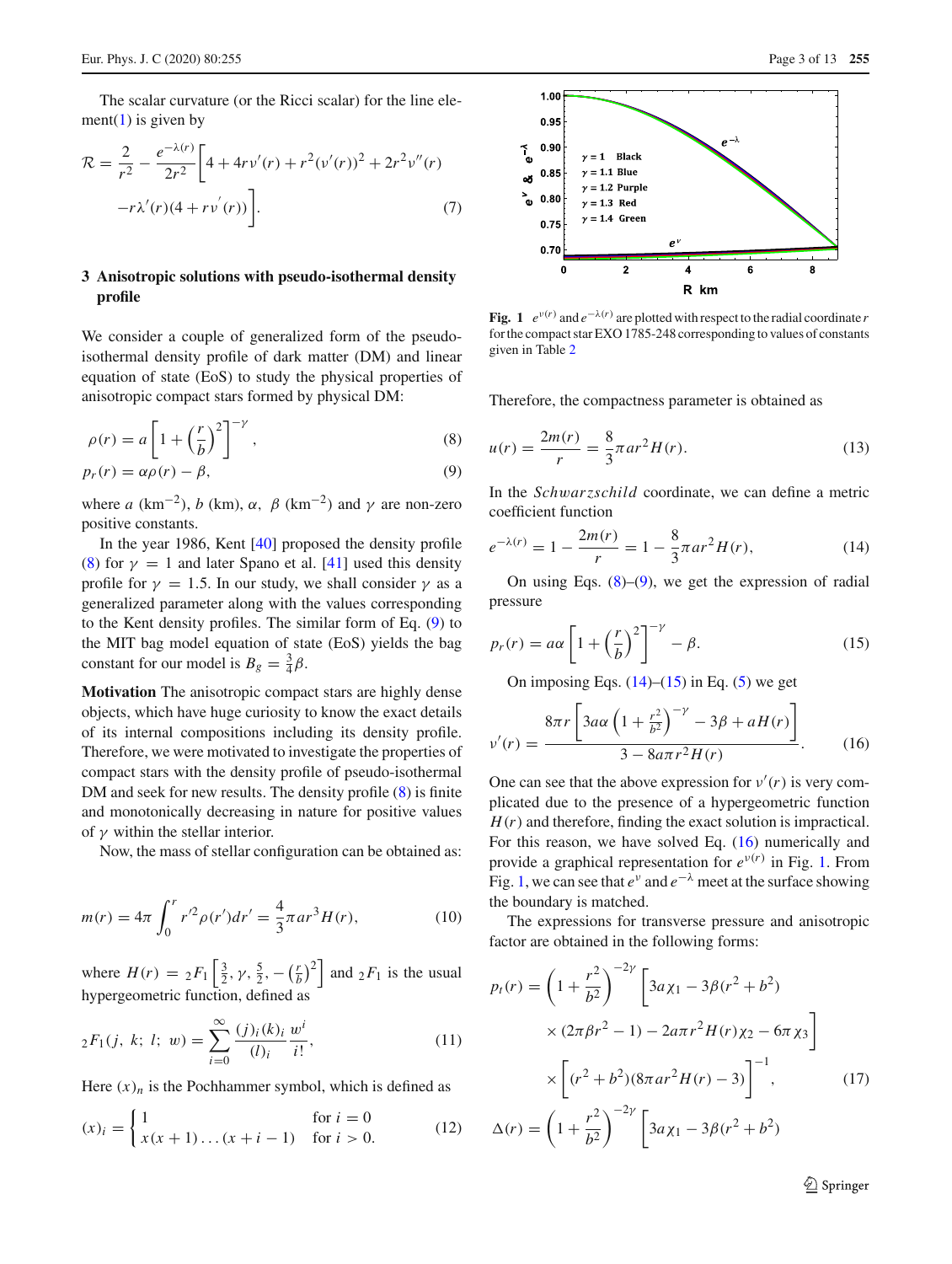The scalar curvature (or the Ricci scalar) for the line element(1) is given by

$$\mathcal{R} = \frac{2}{r^2} - \frac{e^{-\lambda(r)}}{2r^2}\bigg[4 + 4r\nu'(r) + r^2(\nu'(r))^2 + 2r^2\nu''(r) - r\lambda'(r)(4 + r\nu'(r))\bigg]. \tag{7}$$

## 3 Anisotropic solutions with pseudo-isothermal density profile

We consider a couple of generalized form of the pseudo-isothermal density profile of dark matter (DM) and linear equation of state (EoS) to study the physical properties of anisotropic compact stars formed by physical DM:

$$\rho(r) = a\left[1 + \left(\frac{r}{b}\right)^2\right]^{-\gamma}, \tag{8}$$

$$p_r(r) = \alpha\rho(r) - \beta, \tag{9}$$

where $a$ (km$^{-2}$), $b$ (km), $\alpha$, $\beta$ (km$^{-2}$) and $\gamma$ are non-zero positive constants.

In the year 1986, Kent [40] proposed the density profile (8) for $\gamma = 1$ and later Spano et al. [41] used this density profile for $\gamma = 1.5$. In our study, we shall consider $\gamma$ as a generalized parameter along with the values corresponding to the Kent density profiles. The similar form of Eq. (9) to the MIT bag model equation of state (EoS) yields the bag constant for our model is $B_g = \frac{3}{4}\beta$.

**Motivation** The anisotropic compact stars are highly dense objects, which have huge curiosity to know the exact details of its internal compositions including its density profile. Therefore, we were motivated to investigate the properties of compact stars with the density profile of pseudo-isothermal DM and seek for new results. The density profile (8) is finite and monotonically decreasing in nature for positive values of $\gamma$ within the stellar interior.

Now, the mass of stellar configuration can be obtained as:

$$m(r) = 4\pi\int_0^r r'^2\rho(r')dr' = \frac{4}{3}\pi a r^3 H(r), \tag{10}$$

where $H(r) = {}_2F_1\left[\frac{3}{2}, \gamma, \frac{5}{2}, -\left(\frac{r}{b}\right)^2\right]$ and ${}_2F_1$ is the usual hypergeometric function, defined as

$${}_2F_1(j,\ k;\ l;\ w) = \sum_{i=0}^{\infty}\frac{(j)_i(k)_i}{(l)_i}\frac{w^i}{i!}, \tag{11}$$

Here $(x)_n$ is the Pochhammer symbol, which is defined as

$$(x)_i = \begin{cases} 1 & \text{for } i = 0 \\ x(x+1)\dots(x+i-1) & \text{for } i > 0. \end{cases} \tag{12}$$

**Fig. 1** $e^{\nu(r)}$ and $e^{-\lambda(r)}$ are plotted with respect to the radial coordinate $r$ for the compact star EXO 1785-248 corresponding to values of constants given in Table 2

Therefore, the compactness parameter is obtained as

$$u(r) = \frac{2m(r)}{r} = \frac{8}{3}\pi a r^2 H(r). \tag{13}$$

In the *Schwarzschild* coordinate, we can define a metric coefficient function

$$e^{-\lambda(r)} = 1 - \frac{2m(r)}{r} = 1 - \frac{8}{3}\pi a r^2 H(r), \tag{14}$$

On using Eqs. (8)–(9), we get the expression of radial pressure

$$p_r(r) = a\alpha\left[1 + \left(\frac{r}{b}\right)^2\right]^{-\gamma} - \beta. \tag{15}$$

On imposing Eqs. (14)–(15) in Eq. (5) we get

$$\nu'(r) = \frac{8\pi r\left[3a\alpha\left(1 + \frac{r^2}{b^2}\right)^{-\gamma} - 3\beta + aH(r)\right]}{3 - 8a\pi r^2 H(r)}. \tag{16}$$

One can see that the above expression for $\nu'(r)$ is very complicated due to the presence of a hypergeometric function $H(r)$ and therefore, finding the exact solution is impractical. For this reason, we have solved Eq. (16) numerically and provide a graphical representation for $e^{\nu(r)}$ in Fig. 1. From Fig. 1, we can see that $e^{\nu}$ and $e^{-\lambda}$ meet at the surface showing the boundary is matched.

The expressions for transverse pressure and anisotropic factor are obtained in the following forms:

$$p_t(r) = \left(1 + \frac{r^2}{b^2}\right)^{-2\gamma}\bigg[3a\chi_1 - 3\beta(r^2 + b^2) \times (2\pi\beta r^2 - 1) - 2a\pi r^2 H(r)\chi_2 - 6\pi\chi_3\bigg] \times \bigg[(r^2 + b^2)(8\pi a r^2 H(r) - 3)\bigg]^{-1}, \tag{17}$$

$$\Delta(r) = \left(1 + \frac{r^2}{b^2}\right)^{-2\gamma}\bigg[3a\chi_1 - 3\beta(r^2 + b^2)$$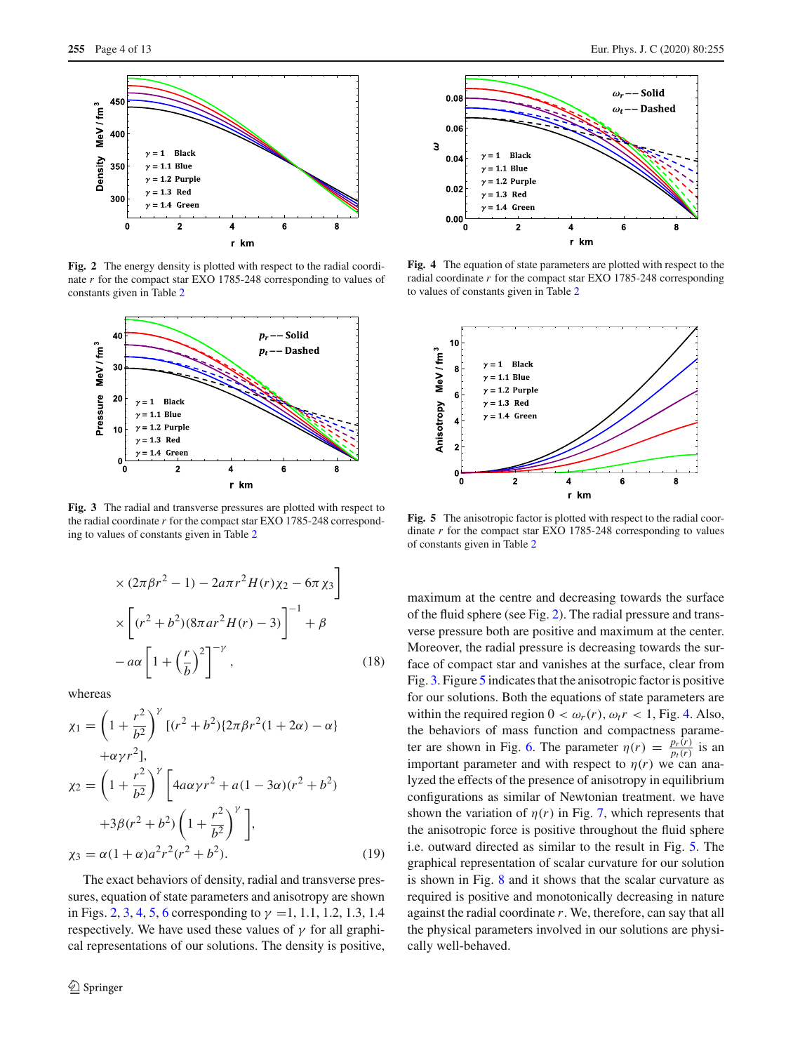Fig. 2 The energy density is plotted with respect to the radial coordinate $r$ for the compact star EXO 1785-248 corresponding to values of constants given in Table 2

Fig. 3 The radial and transverse pressures are plotted with respect to the radial coordinate $r$ for the compact star EXO 1785-248 corresponding to values of constants given in Table 2

$$\times (2\pi\beta r^2 - 1) - 2a\pi r^2 H(r)\chi_2 - 6\pi\chi_3\Big]$$
$$\times \left[(r^2+b^2)(8\pi a r^2 H(r) - 3)\right]^{-1} + \beta$$
$$- a\alpha\left[1+\left(\frac{r}{b}\right)^2\right]^{-\gamma}, \tag{18}$$

whereas

$$\chi_1 = \left(1+\frac{r^2}{b^2}\right)^{\gamma}\,[(r^2+b^2)\{2\pi\beta r^2(1+2\alpha) - \alpha\}$$
$$+\alpha\gamma r^2],$$
$$\chi_2 = \left(1+\frac{r^2}{b^2}\right)^{\gamma}\left[4a\alpha\gamma r^2 + a(1-3\alpha)(r^2+b^2)\right.$$
$$\left.+3\beta(r^2+b^2)\left(1+\frac{r^2}{b^2}\right)^{\gamma}\right],$$
$$\chi_3 = \alpha(1+\alpha)a^2r^2(r^2+b^2). \tag{19}$$

The exact behaviors of density, radial and transverse pressures, equation of state parameters and anisotropy are shown in Figs. 2, 3, 4, 5, 6 corresponding to $\gamma$ =1, 1.1, 1.2, 1.3, 1.4 respectively. We have used these values of $\gamma$ for all graphical representations of our solutions. The density is positive, maximum at the centre and decreasing towards the surface of the fluid sphere (see Fig. 2). The radial pressure and transverse pressure both are positive and maximum at the center. Moreover, the radial pressure is decreasing towards the surface of compact star and vanishes at the surface, clear from Fig. 3. Figure 5 indicates that the anisotropic factor is positive for our solutions. Both the equations of state parameters are within the required region $0 < \omega_r(r), \omega_t r < 1$, Fig. 4. Also, the behaviors of mass function and compactness parameter are shown in Fig. 6. The parameter $\eta(r) = \frac{p_r(r)}{p_t(r)}$ is an important parameter and with respect to $\eta(r)$ we can analyzed the effects of the presence of anisotropy in equilibrium configurations as similar of Newtonian treatment. we have shown the variation of $\eta(r)$ in Fig. 7, which represents that the anisotropic force is positive throughout the fluid sphere i.e. outward directed as similar to the result in Fig. 5. The graphical representation of scalar curvature for our solution is shown in Fig. 8 and it shows that the scalar curvature as required is positive and monotonically decreasing in nature against the radial coordinate $r$. We, therefore, can say that all the physical parameters involved in our solutions are physically well-behaved.

Fig. 4 The equation of state parameters are plotted with respect to the radial coordinate $r$ for the compact star EXO 1785-248 corresponding to values of constants given in Table 2

Fig. 5 The anisotropic factor is plotted with respect to the radial coordinate $r$ for the compact star EXO 1785-248 corresponding to values of constants given in Table 2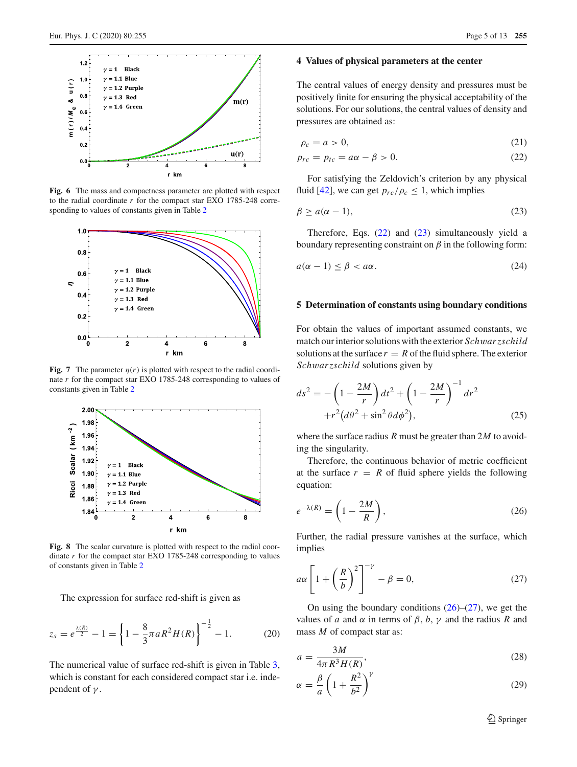Fig. 6 The mass and compactness parameter are plotted with respect to the radial coordinate $r$ for the compact star EXO 1785-248 corresponding to values of constants given in Table 2

Fig. 7 The parameter $\eta(r)$ is plotted with respect to the radial coordinate $r$ for the compact star EXO 1785-248 corresponding to values of constants given in Table 2

Fig. 8 The scalar curvature is plotted with respect to the radial coordinate $r$ for the compact star EXO 1785-248 corresponding to values of constants given in Table 2

The expression for surface red-shift is given as

$$z_s = e^{\frac{\lambda(R)}{2}} - 1 = \left\{1 - \frac{8}{3}\pi a R^2 H(R)\right\}^{-\frac{1}{2}} - 1. \tag{20}$$

The numerical value of surface red-shift is given in Table 3, which is constant for each considered compact star i.e. independent of $\gamma$.

## 4 Values of physical parameters at the center

The central values of energy density and pressures must be positively finite for ensuring the physical acceptability of the solutions. For our solutions, the central values of density and pressures are obtained as:

$$\rho_c = a > 0, \tag{21}$$

$$p_{rc} = p_{tc} = a\alpha - \beta > 0. \tag{22}$$

For satisfying the Zeldovich's criterion by any physical fluid [42], we can get $p_{rc}/\rho_c \leq 1$, which implies

$$\beta \geq a(\alpha - 1), \tag{23}$$

Therefore, Eqs. (22) and (23) simultaneously yield a boundary representing constraint on $\beta$ in the following form:

$$a(\alpha - 1) \leq \beta < a\alpha. \tag{24}$$

## 5 Determination of constants using boundary conditions

For obtain the values of important assumed constants, we match our interior solutions with the exterior *Schwarzschild* solutions at the surface $r = R$ of the fluid sphere. The exterior *Schwarzschild* solutions given by

$$ds^2 = -\left(1 - \frac{2M}{r}\right)dt^2 + \left(1 - \frac{2M}{r}\right)^{-1} dr^2 + r^2\left(d\theta^2 + \sin^2\theta d\phi^2\right), \tag{25}$$

where the surface radius $R$ must be greater than $2M$ to avoiding the singularity.

Therefore, the continuous behavior of metric coefficient at the surface $r = R$ of fluid sphere yields the following equation:

$$e^{-\lambda(R)} = \left(1 - \frac{2M}{R}\right), \tag{26}$$

Further, the radial pressure vanishes at the surface, which implies

$$a\alpha\left[1 + \left(\frac{R}{b}\right)^2\right]^{-\gamma} - \beta = 0, \tag{27}$$

On using the boundary conditions (26)–(27), we get the values of $a$ and $\alpha$ in terms of $\beta$, $b$, $\gamma$ and the radius $R$ and mass $M$ of compact star as:

$$a = \frac{3M}{4\pi R^3 H(R)}, \tag{28}$$

$$\alpha = \frac{\beta}{a}\left(1 + \frac{R^2}{b^2}\right)^{\gamma} \tag{29}$$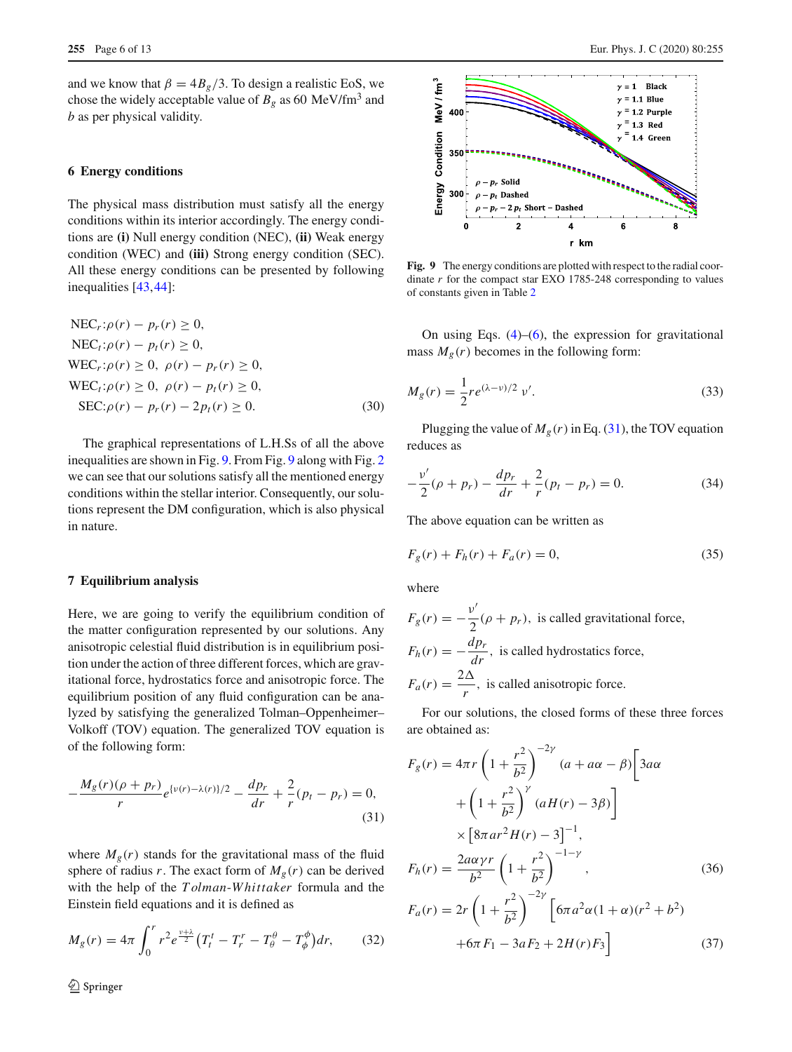and we know that $\beta = 4B_g/3$. To design a realistic EoS, we chose the widely acceptable value of $B_g$ as 60 MeV/fm$^3$ and $b$ as per physical validity.

## 6 Energy conditions

The physical mass distribution must satisfy all the energy conditions within its interior accordingly. The energy conditions are **(i)** Null energy condition (NEC), **(ii)** Weak energy condition (WEC) and **(iii)** Strong energy condition (SEC). All these energy conditions can be presented by following inequalities [43,44]:

$$
\begin{aligned}
\text{NEC}_r &: \rho(r) - p_r(r) \geq 0,\\
\text{NEC}_t &: \rho(r) - p_t(r) \geq 0,\\
\text{WEC}_r &: \rho(r) \geq 0,\ \rho(r) - p_r(r) \geq 0,\\
\text{WEC}_t &: \rho(r) \geq 0,\ \rho(r) - p_t(r) \geq 0,\\
\text{SEC} &: \rho(r) - p_r(r) - 2p_t(r) \geq 0.
\end{aligned} \tag{30}
$$

The graphical representations of L.H.Ss of all the above inequalities are shown in Fig. 9. From Fig. 9 along with Fig. 2 we can see that our solutions satisfy all the mentioned energy conditions within the stellar interior. Consequently, our solutions represent the DM configuration, which is also physical in nature.

## 7 Equilibrium analysis

Here, we are going to verify the equilibrium condition of the matter configuration represented by our solutions. Any anisotropic celestial fluid distribution is in equilibrium position under the action of three different forces, which are gravitational force, hydrostatics force and anisotropic force. The equilibrium position of any fluid configuration can be analyzed by satisfying the generalized Tolman–Oppenheimer–Volkoff (TOV) equation. The generalized TOV equation is of the following form:

$$
-\frac{M_g(r)(\rho + p_r)}{r} e^{\{\nu(r)-\lambda(r)\}/2} - \frac{dp_r}{dr} + \frac{2}{r}(p_t - p_r) = 0, \tag{31}
$$

where $M_g(r)$ stands for the gravitational mass of the fluid sphere of radius $r$. The exact form of $M_g(r)$ can be derived with the help of the *Tolman-Whittaker* formula and the Einstein field equations and it is defined as

$$
M_g(r) = 4\pi \int_0^r r^2 e^{\frac{\nu+\lambda}{2}} \left(T_t^t - T_r^r - T_\theta^\theta - T_\phi^\phi\right) dr, \tag{32}
$$

**Fig. 9** The energy conditions are plotted with respect to the radial coordinate $r$ for the compact star EXO 1785-248 corresponding to values of constants given in Table 2

On using Eqs. (4)–(6), the expression for gravitational mass $M_g(r)$ becomes in the following form:

$$
M_g(r) = \frac{1}{2} r e^{(\lambda-\nu)/2}\, \nu'. \tag{33}
$$

Plugging the value of $M_g(r)$ in Eq. (31), the TOV equation reduces as

$$
-\frac{\nu'}{2}(\rho + p_r) - \frac{dp_r}{dr} + \frac{2}{r}(p_t - p_r) = 0. \tag{34}
$$

The above equation can be written as

$$
F_g(r) + F_h(r) + F_a(r) = 0, \tag{35}
$$

where

$$
\begin{aligned}
F_g(r) &= -\frac{\nu'}{2}(\rho + p_r), \ \text{is called gravitational force,}\\
F_h(r) &= -\frac{dp_r}{dr}, \ \text{is called hydrostatics force,}\\
F_a(r) &= \frac{2\Delta}{r}, \ \text{is called anisotropic force.}
\end{aligned}
$$

For our solutions, the closed forms of these three forces are obtained as:

$$
\begin{aligned}
F_g(r) &= 4\pi r \left(1 + \frac{r^2}{b^2}\right)^{-2\gamma} (a + a\alpha - \beta)\Bigg[3a\alpha\\
&\quad + \left(1 + \frac{r^2}{b^2}\right)^{\gamma} (aH(r) - 3\beta)\Bigg]\\
&\quad \times \left[8\pi a r^2 H(r) - 3\right]^{-1},\\
F_h(r) &= \frac{2a\alpha\gamma r}{b^2}\left(1 + \frac{r^2}{b^2}\right)^{-1-\gamma},
\end{aligned} \tag{36}
$$

$$
\begin{aligned}
F_a(r) &= 2r\left(1 + \frac{r^2}{b^2}\right)^{-2\gamma}\Big[6\pi a^2\alpha(1+\alpha)(r^2 + b^2)\\
&\quad + 6\pi F_1 - 3aF_2 + 2H(r)F_3\Big]
\end{aligned} \tag{37}
$$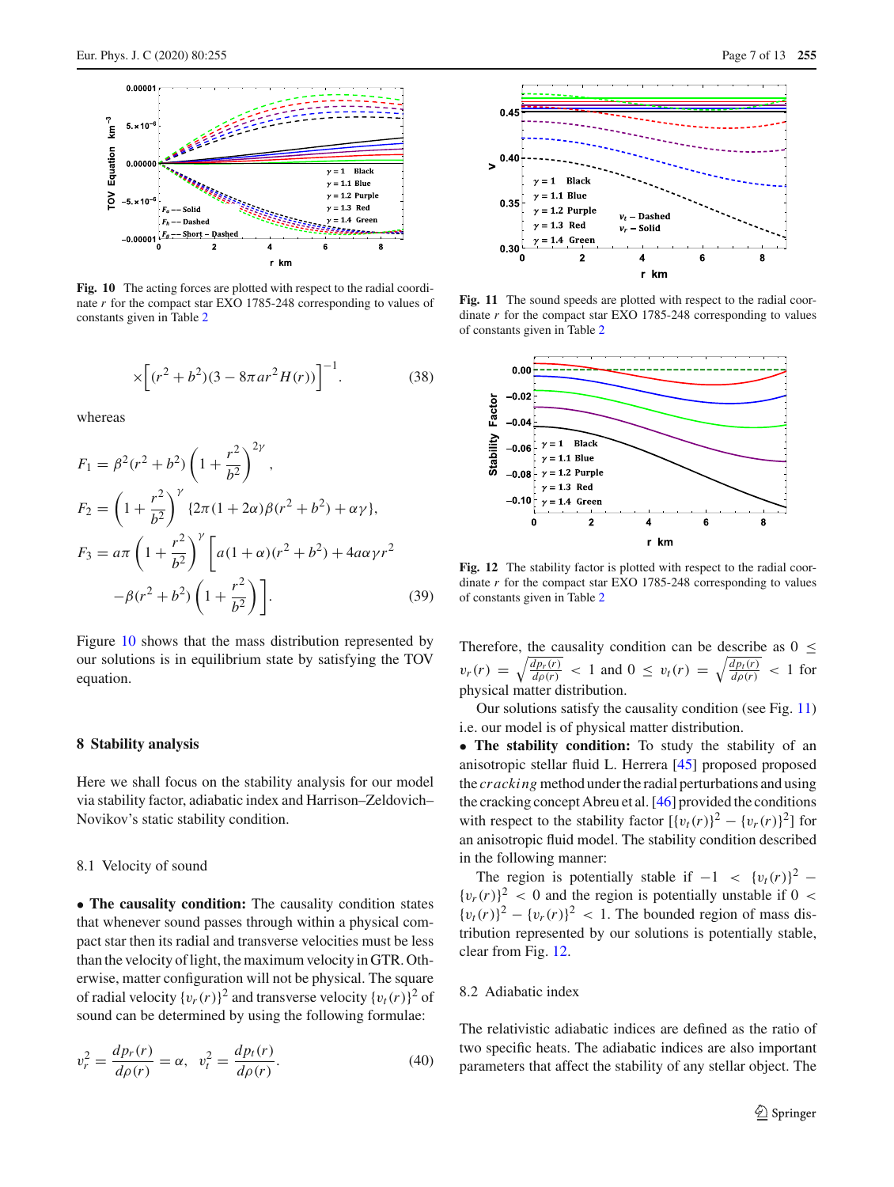Fig. 10 The acting forces are plotted with respect to the radial coordinate $r$ for the compact star EXO 1785-248 corresponding to values of constants given in Table 2

$$\times\left[(r^2+b^2)(3-8\pi a r^2 H(r))\right]^{-1}. \tag{38}$$

whereas

$$F_1 = \beta^2(r^2+b^2)\left(1+\frac{r^2}{b^2}\right)^{2\gamma},$$

$$F_2 = \left(1+\frac{r^2}{b^2}\right)^{\gamma}\{2\pi(1+2\alpha)\beta(r^2+b^2)+\alpha\gamma\},$$

$$F_3 = a\pi\left(1+\frac{r^2}{b^2}\right)^{\gamma}\left[a(1+\alpha)(r^2+b^2)+4a\alpha\gamma r^2 -\beta(r^2+b^2)\left(1+\frac{r^2}{b^2}\right)\right]. \tag{39}$$

Figure 10 shows that the mass distribution represented by our solutions is in equilibrium state by satisfying the TOV equation.

## 8 Stability analysis

Here we shall focus on the stability analysis for our model via stability factor, adiabatic index and Harrison–Zeldovich–Novikov's static stability condition.

### 8.1 Velocity of sound

• **The causality condition:** The causality condition states that whenever sound passes through within a physical compact star then its radial and transverse velocities must be less than the velocity of light, the maximum velocity in GTR. Otherwise, matter configuration will not be physical. The square of radial velocity $\{v_r(r)\}^2$ and transverse velocity $\{v_t(r)\}^2$ of sound can be determined by using the following formulae:

$$v_r^2 = \frac{dp_r(r)}{d\rho(r)} = \alpha,\quad v_t^2 = \frac{dp_t(r)}{d\rho(r)}. \tag{40}$$

Fig. 11 The sound speeds are plotted with respect to the radial coordinate $r$ for the compact star EXO 1785-248 corresponding to values of constants given in Table 2

Fig. 12 The stability factor is plotted with respect to the radial coordinate $r$ for the compact star EXO 1785-248 corresponding to values of constants given in Table 2

Therefore, the causality condition can be describe as $0 \leq v_r(r) = \sqrt{\frac{dp_r(r)}{d\rho(r)}} < 1$ and $0 \leq v_t(r) = \sqrt{\frac{dp_t(r)}{d\rho(r)}} < 1$ for physical matter distribution.

Our solutions satisfy the causality condition (see Fig. 11) i.e. our model is of physical matter distribution.

• **The stability condition:** To study the stability of an anisotropic stellar fluid L. Herrera [45] proposed proposed the *cracking* method under the radial perturbations and using the cracking concept Abreu et al. [46] provided the conditions with respect to the stability factor $[\{v_t(r)\}^2 - \{v_r(r)\}^2]$ for an anisotropic fluid model. The stability condition described in the following manner:

The region is potentially stable if $-1 < \{v_t(r)\}^2 - \{v_r(r)\}^2 < 0$ and the region is potentially unstable if $0 < \{v_t(r)\}^2 - \{v_r(r)\}^2 < 1$. The bounded region of mass distribution represented by our solutions is potentially stable, clear from Fig. 12.

### 8.2 Adiabatic index

The relativistic adiabatic indices are defined as the ratio of two specific heats. The adiabatic indices are also important parameters that affect the stability of any stellar object. The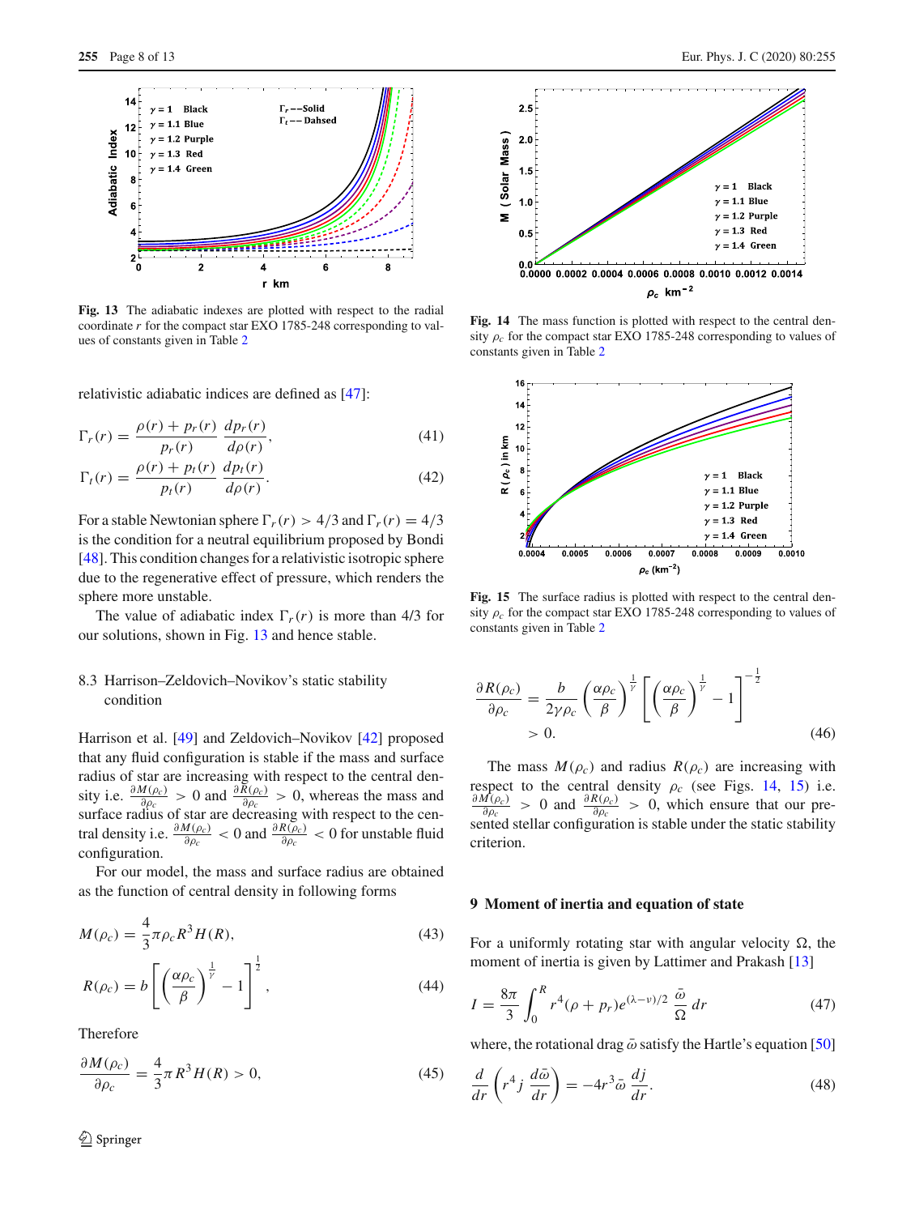Fig. 13 The adiabatic indexes are plotted with respect to the radial coordinate $r$ for the compact star EXO 1785-248 corresponding to values of constants given in Table 2

relativistic adiabatic indices are defined as [47]:

$$\Gamma_r(r) = \frac{\rho(r) + p_r(r)}{p_r(r)} \frac{dp_r(r)}{d\rho(r)}, \tag{41}$$

$$\Gamma_t(r) = \frac{\rho(r) + p_t(r)}{p_t(r)} \frac{dp_t(r)}{d\rho(r)}. \tag{42}$$

For a stable Newtonian sphere $\Gamma_r(r) > 4/3$ and $\Gamma_r(r) = 4/3$ is the condition for a neutral equilibrium proposed by Bondi [48]. This condition changes for a relativistic isotropic sphere due to the regenerative effect of pressure, which renders the sphere more unstable.

The value of adiabatic index $\Gamma_r(r)$ is more than 4/3 for our solutions, shown in Fig. 13 and hence stable.

### 8.3 Harrison–Zeldovich–Novikov's static stability condition

Harrison et al. [49] and Zeldovich–Novikov [42] proposed that any fluid configuration is stable if the mass and surface radius of star are increasing with respect to the central density i.e. $\frac{\partial M(\rho_c)}{\partial \rho_c} > 0$ and $\frac{\partial R(\rho_c)}{\partial \rho_c} > 0$, whereas the mass and surface radius of star are decreasing with respect to the central density i.e. $\frac{\partial M(\rho_c)}{\partial \rho_c} < 0$ and $\frac{\partial R(\rho_c)}{\partial \rho_c} < 0$ for unstable fluid configuration.

For our model, the mass and surface radius are obtained as the function of central density in following forms

$$M(\rho_c) = \frac{4}{3}\pi \rho_c R^3 H(R), \tag{43}$$

$$R(\rho_c) = b\left[\left(\frac{\alpha\rho_c}{\beta}\right)^{\frac{1}{\gamma}} - 1\right]^{\frac{1}{2}}, \tag{44}$$

Therefore

$$\frac{\partial M(\rho_c)}{\partial \rho_c} = \frac{4}{3}\pi R^3 H(R) > 0, \tag{45}$$

Fig. 14 The mass function is plotted with respect to the central density $\rho_c$ for the compact star EXO 1785-248 corresponding to values of constants given in Table 2

Fig. 15 The surface radius is plotted with respect to the central density $\rho_c$ for the compact star EXO 1785-248 corresponding to values of constants given in Table 2

$$\frac{\partial R(\rho_c)}{\partial \rho_c} = \frac{b}{2\gamma\rho_c}\left(\frac{\alpha\rho_c}{\beta}\right)^{\frac{1}{\gamma}}\left[\left(\frac{\alpha\rho_c}{\beta}\right)^{\frac{1}{\gamma}} - 1\right]^{-\frac{1}{2}} > 0. \tag{46}$$

The mass $M(\rho_c)$ and radius $R(\rho_c)$ are increasing with respect to the central density $\rho_c$ (see Figs. 14, 15) i.e. $\frac{\partial M(\rho_c)}{\partial \rho_c} > 0$ and $\frac{\partial R(\rho_c)}{\partial \rho_c} > 0$, which ensure that our presented stellar configuration is stable under the static stability criterion.

## 9 Moment of inertia and equation of state

For a uniformly rotating star with angular velocity $\Omega$, the moment of inertia is given by Lattimer and Prakash [13]

$$I = \frac{8\pi}{3}\int_0^R r^4(\rho + p_r)e^{(\lambda-\nu)/2}\,\frac{\bar{\omega}}{\Omega}\,dr \tag{47}$$

where, the rotational drag $\bar{\omega}$ satisfy the Hartle's equation [50]

$$\frac{d}{dr}\left(r^4 j\,\frac{d\bar{\omega}}{dr}\right) = -4r^3\bar{\omega}\,\frac{dj}{dr}. \tag{48}$$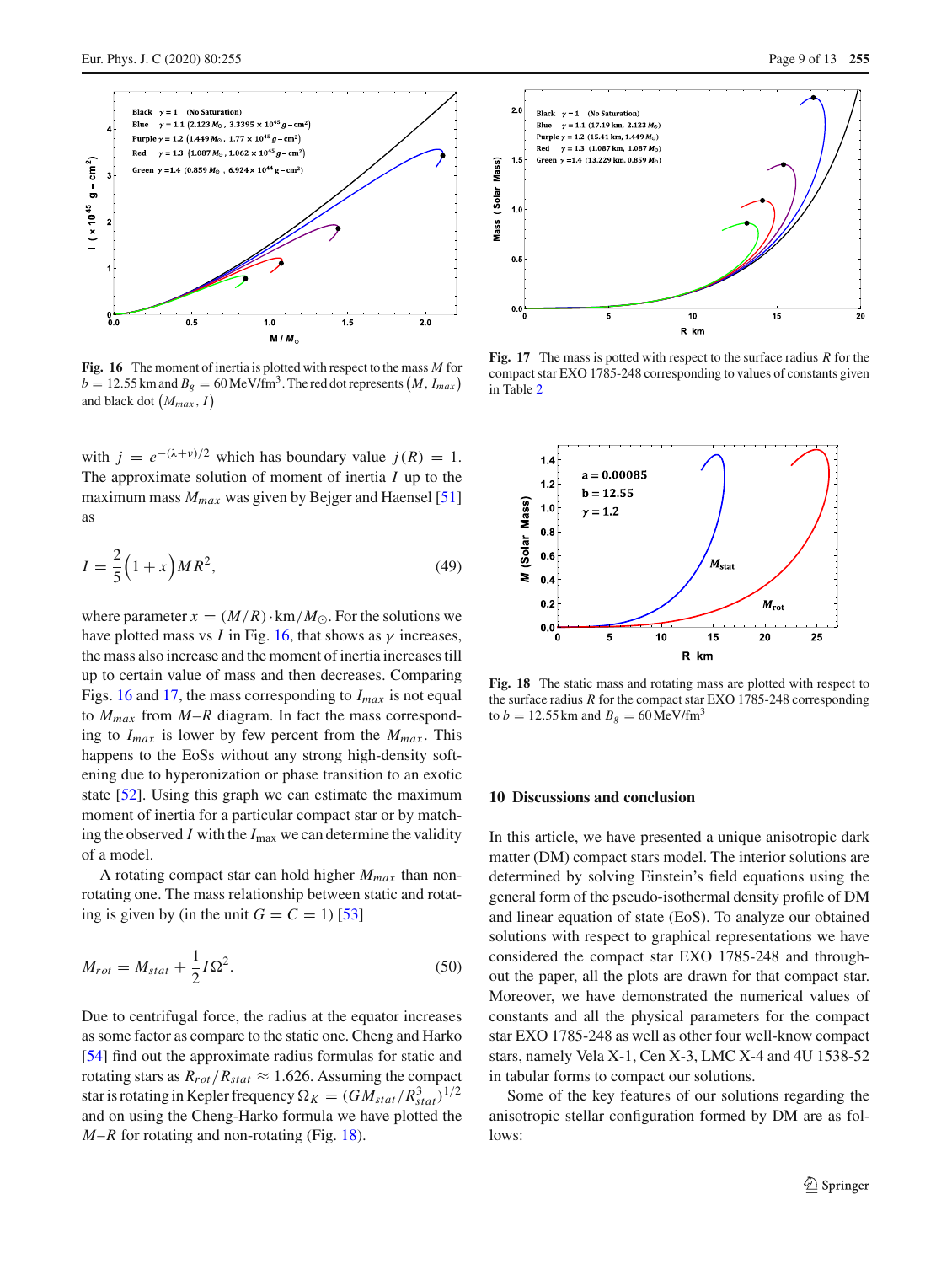**Fig. 16** The moment of inertia is plotted with respect to the mass $M$ for $b = 12.55$ km and $B_g = 60\,\text{MeV/fm}^3$. The red dot represents $(M, I_{max})$ and black dot $(M_{max}, I)$

with $j = e^{-(\lambda+\nu)/2}$ which has boundary value $j(R) = 1$. The approximate solution of moment of inertia $I$ up to the maximum mass $M_{max}$ was given by Bejger and Haensel [51] as

$$I = \frac{2}{5}\Big(1 + x\Big) M R^2, \tag{49}$$

where parameter $x = (M/R) \cdot \text{km}/M_\odot$. For the solutions we have plotted mass vs $I$ in Fig. 16, that shows as $\gamma$ increases, the mass also increase and the moment of inertia increases till up to certain value of mass and then decreases. Comparing Figs. 16 and 17, the mass corresponding to $I_{max}$ is not equal to $M_{max}$ from $M$–$R$ diagram. In fact the mass corresponding to $I_{max}$ is lower by few percent from the $M_{max}$. This happens to the EoSs without any strong high-density softening due to hyperonization or phase transition to an exotic state [52]. Using this graph we can estimate the maximum moment of inertia for a particular compact star or by matching the observed $I$ with the $I_{\text{max}}$ we can determine the validity of a model.

A rotating compact star can hold higher $M_{max}$ than non-rotating one. The mass relationship between static and rotating is given by (in the unit $G = C = 1$) [53]

$$M_{rot} = M_{stat} + \frac{1}{2} I \Omega^2. \tag{50}$$

Due to centrifugal force, the radius at the equator increases as some factor as compare to the static one. Cheng and Harko [54] find out the approximate radius formulas for static and rotating stars as $R_{rot}/R_{stat} \approx 1.626$. Assuming the compact star is rotating in Kepler frequency $\Omega_K = (GM_{stat}/R^3_{stat})^{1/2}$ and on using the Cheng-Harko formula we have plotted the $M$–$R$ for rotating and non-rotating (Fig. 18).

**Fig. 17** The mass is potted with respect to the surface radius $R$ for the compact star EXO 1785-248 corresponding to values of constants given in Table 2

**Fig. 18** The static mass and rotating mass are plotted with respect to the surface radius $R$ for the compact star EXO 1785-248 corresponding to $b = 12.55$ km and $B_g = 60\,\text{MeV/fm}^3$

## 10 Discussions and conclusion

In this article, we have presented a unique anisotropic dark matter (DM) compact stars model. The interior solutions are determined by solving Einstein's field equations using the general form of the pseudo-isothermal density profile of DM and linear equation of state (EoS). To analyze our obtained solutions with respect to graphical representations we have considered the compact star EXO 1785-248 and throughout the paper, all the plots are drawn for that compact star. Moreover, we have demonstrated the numerical values of constants and all the physical parameters for the compact star EXO 1785-248 as well as other four well-know compact stars, namely Vela X-1, Cen X-3, LMC X-4 and 4U 1538-52 in tabular forms to compact our solutions.

Some of the key features of our solutions regarding the anisotropic stellar configuration formed by DM are as follows: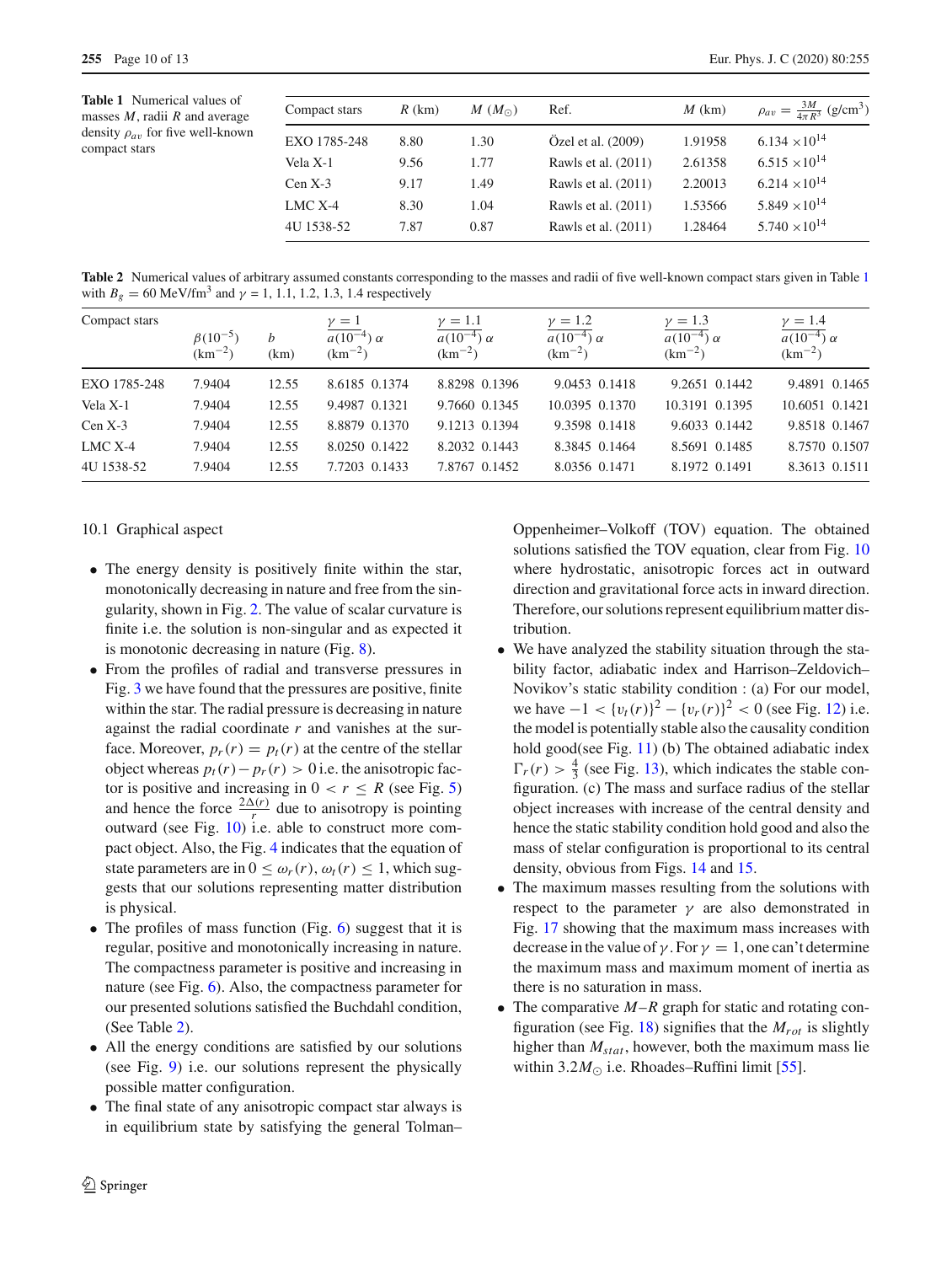**Table 1** Numerical values of masses $M$, radii $R$ and average density $\rho_{av}$ for five well-known compact stars

| Compact stars | $R$ (km) | $M$ ($M_\odot$) | Ref. | $M$ (km) | $\rho_{av} = \frac{3M}{4\pi R^3}$ (g/cm$^3$) |
|---|---|---|---|---|---|
| EXO 1785-248 | 8.80 | 1.30 | Özel et al. (2009) | 1.91958 | $6.134 \times 10^{14}$ |
| Vela X-1 | 9.56 | 1.77 | Rawls et al. (2011) | 2.61358 | $6.515 \times 10^{14}$ |
| Cen X-3 | 9.17 | 1.49 | Rawls et al. (2011) | 2.20013 | $6.214 \times 10^{14}$ |
| LMC X-4 | 8.30 | 1.04 | Rawls et al. (2011) | 1.53566 | $5.849 \times 10^{14}$ |
| 4U 1538-52 | 7.87 | 0.87 | Rawls et al. (2011) | 1.28464 | $5.740 \times 10^{14}$ |

**Table 2** Numerical values of arbitrary assumed constants corresponding to the masses and radii of five well-known compact stars given in Table 1 with $B_g$ = 60 MeV/fm$^3$ and $\gamma$ = 1, 1.1, 1.2, 1.3, 1.4 respectively

| Compact stars | $\beta(10^{-5})$ (km$^{-2}$) | $b$ (km) | $\gamma = 1$ $a(10^{-4})$ (km$^{-2}$) | $\alpha$ | $\gamma = 1.1$ $a(10^{-4})$ (km$^{-2}$) | $\alpha$ | $\gamma = 1.2$ $a(10^{-4})$ (km$^{-2}$) | $\alpha$ | $\gamma = 1.3$ $a(10^{-4})$ (km$^{-2}$) | $\alpha$ | $\gamma = 1.4$ $a(10^{-4})$ (km$^{-2}$) | $\alpha$ |
|---|---|---|---|---|---|---|---|---|---|---|---|---|
| EXO 1785-248 | 7.9404 | 12.55 | 8.6185 | 0.1374 | 8.8298 | 0.1396 | 9.0453 | 0.1418 | 9.2651 | 0.1442 | 9.4891 | 0.1465 |
| Vela X-1 | 7.9404 | 12.55 | 9.4987 | 0.1321 | 9.7660 | 0.1345 | 10.0395 | 0.1370 | 10.3191 | 0.1395 | 10.6051 | 0.1421 |
| Cen X-3 | 7.9404 | 12.55 | 8.8879 | 0.1370 | 9.1213 | 0.1394 | 9.3598 | 0.1418 | 9.6033 | 0.1442 | 9.8518 | 0.1467 |
| LMC X-4 | 7.9404 | 12.55 | 8.0250 | 0.1422 | 8.2032 | 0.1443 | 8.3845 | 0.1464 | 8.5691 | 0.1485 | 8.7570 | 0.1507 |
| 4U 1538-52 | 7.9404 | 12.55 | 7.7203 | 0.1433 | 7.8767 | 0.1452 | 8.0356 | 0.1471 | 8.1972 | 0.1491 | 8.3613 | 0.1511 |

### 10.1 Graphical aspect

- The energy density is positively finite within the star, monotonically decreasing in nature and free from the singularity, shown in Fig. 2. The value of scalar curvature is finite i.e. the solution is non-singular and as expected it is monotonic decreasing in nature (Fig. 8).
- From the profiles of radial and transverse pressures in Fig. 3 we have found that the pressures are positive, finite within the star. The radial pressure is decreasing in nature against the radial coordinate $r$ and vanishes at the surface. Moreover, $p_r(r) = p_t(r)$ at the centre of the stellar object whereas $p_t(r) - p_r(r) > 0$ i.e. the anisotropic factor is positive and increasing in $0 < r \leq R$ (see Fig. 5) and hence the force $\frac{2\Delta(r)}{r}$ due to anisotropy is pointing outward (see Fig. 10) i.e. able to construct more compact object. Also, the Fig. 4 indicates that the equation of state parameters are in $0 \leq \omega_r(r), \omega_t(r) \leq 1$, which suggests that our solutions representing matter distribution is physical.
- The profiles of mass function (Fig. 6) suggest that it is regular, positive and monotonically increasing in nature. The compactness parameter is positive and increasing in nature (see Fig. 6). Also, the compactness parameter for our presented solutions satisfied the Buchdahl condition, (See Table 2).
- All the energy conditions are satisfied by our solutions (see Fig. 9) i.e. our solutions represent the physically possible matter configuration.
- The final state of any anisotropic compact star always is in equilibrium state by satisfying the general Tolman–Oppenheimer–Volkoff (TOV) equation. The obtained solutions satisfied the TOV equation, clear from Fig. 10 where hydrostatic, anisotropic forces act in outward direction and gravitational force acts in inward direction. Therefore, our solutions represent equilibrium matter distribution.
- We have analyzed the stability situation through the stability factor, adiabatic index and Harrison–Zeldovich–Novikov's static stability condition : (a) For our model, we have $-1 < \{v_t(r)\}^2 - \{v_r(r)\}^2 < 0$ (see Fig. 12) i.e. the model is potentially stable also the causality condition hold good(see Fig. 11) (b) The obtained adiabatic index $\Gamma_r(r) > \frac{4}{3}$ (see Fig. 13), which indicates the stable configuration. (c) The mass and surface radius of the stellar object increases with increase of the central density and hence the static stability condition hold good and also the mass of stelar configuration is proportional to its central density, obvious from Figs. 14 and 15.
- The maximum masses resulting from the solutions with respect to the parameter $\gamma$ are also demonstrated in Fig. 17 showing that the maximum mass increases with decrease in the value of $\gamma$. For $\gamma = 1$, one can't determine the maximum mass and maximum moment of inertia as there is no saturation in mass.
- The comparative $M$–$R$ graph for static and rotating configuration (see Fig. 18) signifies that the $M_{rot}$ is slightly higher than $M_{stat}$, however, both the maximum mass lie within $3.2M_\odot$ i.e. Rhoades–Ruffini limit [55].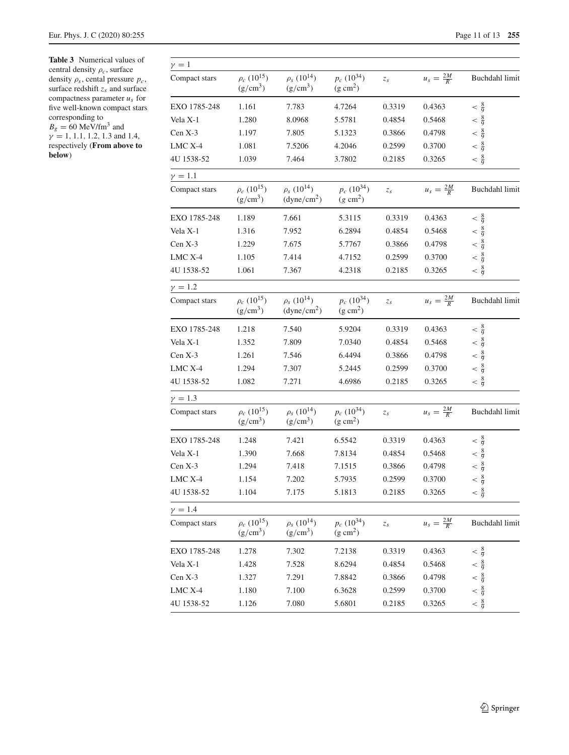**Table 3** Numerical values of central density $\rho_c$, surface density $\rho_s$, cental pressure $p_c$, surface redshift $z_s$ and surface compactness parameter $u_s$ for five well-known compact stars corresponding to $B_g = 60$ MeV/fm$^3$ and $\gamma = 1, 1.1, 1.2, 1.3$ and 1.4, respectively (**From above to below**)

| $\gamma = 1$ | | | | | | |
|---|---|---|---|---|---|---|
| Compact stars | $\rho_c$ ($10^{15}$) (g/cm$^3$) | $\rho_s$ ($10^{14}$) (g/cm$^3$) | $p_c$ ($10^{34}$) (g cm$^2$) | $z_s$ | $u_s = \frac{2M}{R}$ | Buchdahl limit |
| EXO 1785-248 | 1.161 | 7.783 | 4.7264 | 0.3319 | 0.4363 | $< \frac{8}{9}$ |
| Vela X-1 | 1.280 | 8.0968 | 5.5781 | 0.4854 | 0.5468 | $< \frac{8}{9}$ |
| Cen X-3 | 1.197 | 7.805 | 5.1323 | 0.3866 | 0.4798 | $< \frac{8}{9}$ |
| LMC X-4 | 1.081 | 7.5206 | 4.2046 | 0.2599 | 0.3700 | $< \frac{8}{9}$ |
| 4U 1538-52 | 1.039 | 7.464 | 3.7802 | 0.2185 | 0.3265 | $< \frac{8}{9}$ |

| $\gamma = 1.1$ | | | | | | |
|---|---|---|---|---|---|---|
| Compact stars | $\rho_c$ ($10^{15}$) (g/cm$^3$) | $\rho_s$ ($10^{14}$) (dyne/cm$^2$) | $p_c$ ($10^{34}$) ($g$ cm$^2$) | $z_s$ | $u_s = \frac{2M}{R}$ | Buchdahl limit |
| EXO 1785-248 | 1.189 | 7.661 | 5.3115 | 0.3319 | 0.4363 | $< \frac{8}{9}$ |
| Vela X-1 | 1.316 | 7.952 | 6.2894 | 0.4854 | 0.5468 | $< \frac{8}{9}$ |
| Cen X-3 | 1.229 | 7.675 | 5.7767 | 0.3866 | 0.4798 | $< \frac{8}{9}$ |
| LMC X-4 | 1.105 | 7.414 | 4.7152 | 0.2599 | 0.3700 | $< \frac{8}{9}$ |
| 4U 1538-52 | 1.061 | 7.367 | 4.2318 | 0.2185 | 0.3265 | $< \frac{8}{9}$ |

| $\gamma = 1.2$ | | | | | | |
|---|---|---|---|---|---|---|
| Compact stars | $\rho_c$ ($10^{15}$) (g/cm$^3$) | $\rho_s$ ($10^{14}$) (dyne/cm$^2$) | $p_c$ ($10^{34}$) (g cm$^2$) | $z_s$ | $u_s = \frac{2M}{R}$ | Buchdahl limit |
| EXO 1785-248 | 1.218 | 7.540 | 5.9204 | 0.3319 | 0.4363 | $< \frac{8}{9}$ |
| Vela X-1 | 1.352 | 7.809 | 7.0340 | 0.4854 | 0.5468 | $< \frac{8}{9}$ |
| Cen X-3 | 1.261 | 7.546 | 6.4494 | 0.3866 | 0.4798 | $< \frac{8}{9}$ |
| LMC X-4 | 1.294 | 7.307 | 5.2445 | 0.2599 | 0.3700 | $< \frac{8}{9}$ |
| 4U 1538-52 | 1.082 | 7.271 | 4.6986 | 0.2185 | 0.3265 | $< \frac{8}{9}$ |

| $\gamma = 1.3$ | | | | | | |
|---|---|---|---|---|---|---|
| Compact stars | $\rho_c$ ($10^{15}$) (g/cm$^3$) | $\rho_s$ ($10^{14}$) (g/cm$^3$) | $p_c$ ($10^{34}$) (g cm$^2$) | $z_s$ | $u_s = \frac{2M}{R}$ | Buchdahl limit |
| EXO 1785-248 | 1.248 | 7.421 | 6.5542 | 0.3319 | 0.4363 | $< \frac{8}{9}$ |
| Vela X-1 | 1.390 | 7.668 | 7.8134 | 0.4854 | 0.5468 | $< \frac{8}{9}$ |
| Cen X-3 | 1.294 | 7.418 | 7.1515 | 0.3866 | 0.4798 | $< \frac{8}{9}$ |
| LMC X-4 | 1.154 | 7.202 | 5.7935 | 0.2599 | 0.3700 | $< \frac{8}{9}$ |
| 4U 1538-52 | 1.104 | 7.175 | 5.1813 | 0.2185 | 0.3265 | $< \frac{8}{9}$ |

| $\gamma = 1.4$ | | | | | | |
|---|---|---|---|---|---|---|
| Compact stars | $\rho_c$ ($10^{15}$) (g/cm$^3$) | $\rho_s$ ($10^{14}$) (g/cm$^3$) | $p_c$ ($10^{34}$) (g cm$^2$) | $z_s$ | $u_s = \frac{2M}{R}$ | Buchdahl limit |
| EXO 1785-248 | 1.278 | 7.302 | 7.2138 | 0.3319 | 0.4363 | $< \frac{8}{9}$ |
| Vela X-1 | 1.428 | 7.528 | 8.6294 | 0.4854 | 0.5468 | $< \frac{8}{9}$ |
| Cen X-3 | 1.327 | 7.291 | 7.8842 | 0.3866 | 0.4798 | $< \frac{8}{9}$ |
| LMC X-4 | 1.180 | 7.100 | 6.3628 | 0.2599 | 0.3700 | $< \frac{8}{9}$ |
| 4U 1538-52 | 1.126 | 7.080 | 5.6801 | 0.2185 | 0.3265 | $< \frac{8}{9}$ |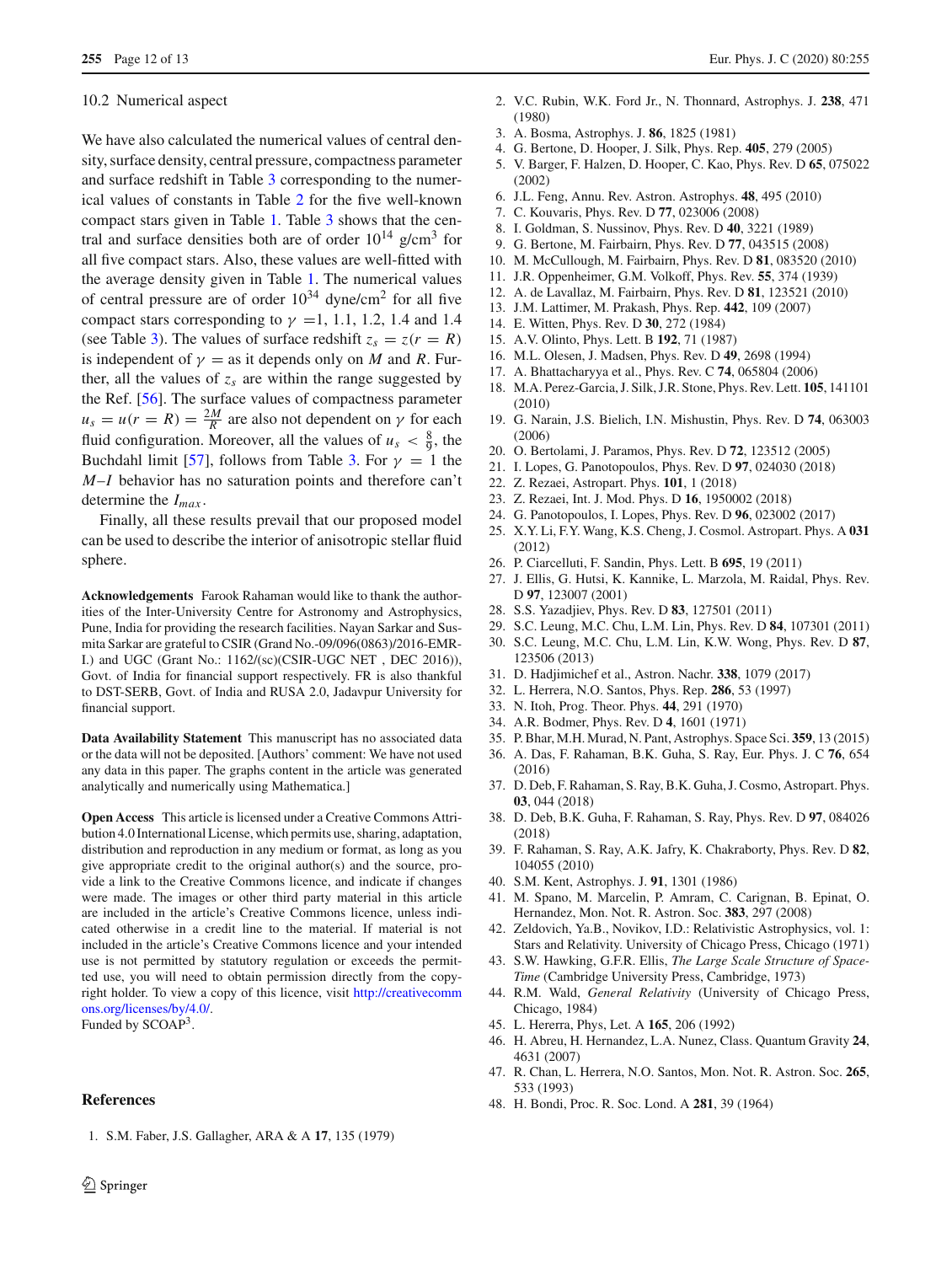### 10.2 Numerical aspect

We have also calculated the numerical values of central density, surface density, central pressure, compactness parameter and surface redshift in Table 3 corresponding to the numerical values of constants in Table 2 for the five well-known compact stars given in Table 1. Table 3 shows that the central and surface densities both are of order $10^{14}$ g/cm$^3$ for all five compact stars. Also, these values are well-fitted with the average density given in Table 1. The numerical values of central pressure are of order $10^{34}$ dyne/cm$^2$ for all five compact stars corresponding to $\gamma$ =1, 1.1, 1.2, 1.4 and 1.4 (see Table 3). The values of surface redshift $z_s = z(r = R)$ is independent of $\gamma$ = as it depends only on $M$ and $R$. Further, all the values of $z_s$ are within the range suggested by the Ref. [56]. The surface values of compactness parameter $u_s = u(r = R) = \frac{2M}{R}$ are also not dependent on $\gamma$ for each fluid configuration. Moreover, all the values of $u_s < \frac{8}{9}$, the Buchdahl limit [57], follows from Table 3. For $\gamma = 1$ the $M$–$I$ behavior has no saturation points and therefore can't determine the $I_{max}$.

Finally, all these results prevail that our proposed model can be used to describe the interior of anisotropic stellar fluid sphere.

**Acknowledgements** Farook Rahaman would like to thank the authorities of the Inter-University Centre for Astronomy and Astrophysics, Pune, India for providing the research facilities. Nayan Sarkar and Susmita Sarkar are grateful to CSIR (Grand No.-09/096(0863)/2016-EMR-I.) and UGC (Grant No.: 1162/(sc)(CSIR-UGC NET , DEC 2016)), Govt. of India for financial support respectively. FR is also thankful to DST-SERB, Govt. of India and RUSA 2.0, Jadavpur University for financial support.

**Data Availability Statement** This manuscript has no associated data or the data will not be deposited. [Authors' comment: We have not used any data in this paper. The graphs content in the article was generated analytically and numerically using Mathematica.]

**Open Access** This article is licensed under a Creative Commons Attribution 4.0 International License, which permits use, sharing, adaptation, distribution and reproduction in any medium or format, as long as you give appropriate credit to the original author(s) and the source, provide a link to the Creative Commons licence, and indicate if changes were made. The images or other third party material in this article are included in the article's Creative Commons licence, unless indicated otherwise in a credit line to the material. If material is not included in the article's Creative Commons licence and your intended use is not permitted by statutory regulation or exceeds the permitted use, you will need to obtain permission directly from the copyright holder. To view a copy of this licence, visit http://creativecommons.org/licenses/by/4.0/.
Funded by SCOAP[3].

## References

1. S.M. Faber, J.S. Gallagher, ARA & A **17**, 135 (1979)
2. V.C. Rubin, W.K. Ford Jr., N. Thonnard, Astrophys. J. **238**, 471 (1980)
3. A. Bosma, Astrophys. J. **86**, 1825 (1981)
4. G. Bertone, D. Hooper, J. Silk, Phys. Rep. **405**, 279 (2005)
5. V. Barger, F. Halzen, D. Hooper, C. Kao, Phys. Rev. D **65**, 075022 (2002)
6. J.L. Feng, Annu. Rev. Astron. Astrophys. **48**, 495 (2010)
7. C. Kouvaris, Phys. Rev. D **77**, 023006 (2008)
8. I. Goldman, S. Nussinov, Phys. Rev. D **40**, 3221 (1989)
9. G. Bertone, M. Fairbairn, Phys. Rev. D **77**, 043515 (2008)
10. M. McCullough, M. Fairbairn, Phys. Rev. D **81**, 083520 (2010)
11. J.R. Oppenheimer, G.M. Volkoff, Phys. Rev. **55**, 374 (1939)
12. A. de Lavallaz, M. Fairbairn, Phys. Rev. D **81**, 123521 (2010)
13. J.M. Lattimer, M. Prakash, Phys. Rep. **442**, 109 (2007)
14. E. Witten, Phys. Rev. D **30**, 272 (1984)
15. A.V. Olinto, Phys. Lett. B **192**, 71 (1987)
16. M.L. Olesen, J. Madsen, Phys. Rev. D **49**, 2698 (1994)
17. A. Bhattacharyya et al., Phys. Rev. C **74**, 065804 (2006)
18. M.A. Perez-Garcia, J. Silk, J.R. Stone, Phys. Rev. Lett. **105**, 141101 (2010)
19. G. Narain, J.S. Bielich, I.N. Mishustin, Phys. Rev. D **74**, 063003 (2006)
20. O. Bertolami, J. Paramos, Phys. Rev. D **72**, 123512 (2005)
21. I. Lopes, G. Panotopoulos, Phys. Rev. D **97**, 024030 (2018)
22. Z. Rezaei, Astropart. Phys. **101**, 1 (2018)
23. Z. Rezaei, Int. J. Mod. Phys. D **16**, 1950002 (2018)
24. G. Panotopoulos, I. Lopes, Phys. Rev. D **96**, 023002 (2017)
25. X.Y. Li, F.Y. Wang, K.S. Cheng, J. Cosmol. Astropart. Phys. A **031** (2012)
26. P. Ciarcelluti, F. Sandin, Phys. Lett. B **695**, 19 (2011)
27. J. Ellis, G. Hutsi, K. Kannike, L. Marzola, M. Raidal, Phys. Rev. D **97**, 123007 (2001)
28. S.S. Yazadjiev, Phys. Rev. D **83**, 127501 (2011)
29. S.C. Leung, M.C. Chu, L.M. Lin, Phys. Rev. D **84**, 107301 (2011)
30. S.C. Leung, M.C. Chu, L.M. Lin, K.W. Wong, Phys. Rev. D **87**, 123506 (2013)
31. D. Hadjimichef et al., Astron. Nachr. **338**, 1079 (2017)
32. L. Herrera, N.O. Santos, Phys. Rep. **286**, 53 (1997)
33. N. Itoh, Prog. Theor. Phys. **44**, 291 (1970)
34. A.R. Bodmer, Phys. Rev. D **4**, 1601 (1971)
35. P. Bhar, M.H. Murad, N. Pant, Astrophys. Space Sci. **359**, 13 (2015)
36. A. Das, F. Rahaman, B.K. Guha, S. Ray, Eur. Phys. J. C **76**, 654 (2016)
37. D. Deb, F. Rahaman, S. Ray, B.K. Guha, J. Cosmo, Astropart. Phys. **03**, 044 (2018)
38. D. Deb, B.K. Guha, F. Rahaman, S. Ray, Phys. Rev. D **97**, 084026 (2018)
39. F. Rahaman, S. Ray, A.K. Jafry, K. Chakraborty, Phys. Rev. D **82**, 104055 (2010)
40. S.M. Kent, Astrophys. J. **91**, 1301 (1986)
41. M. Spano, M. Marcelin, P. Amram, C. Carignan, B. Epinat, O. Hernandez, Mon. Not. R. Astron. Soc. **383**, 297 (2008)
42. Zeldovich, Ya.B., Novikov, I.D.: Relativistic Astrophysics, vol. 1: Stars and Relativity. University of Chicago Press, Chicago (1971)
43. S.W. Hawking, G.F.R. Ellis, *The Large Scale Structure of Space-Time* (Cambridge University Press, Cambridge, 1973)
44. R.M. Wald, *General Relativity* (University of Chicago Press, Chicago, 1984)
45. L. Hererra, Phys, Let. A **165**, 206 (1992)
46. H. Abreu, H. Hernandez, L.A. Nunez, Class. Quantum Gravity **24**, 4631 (2007)
47. R. Chan, L. Herrera, N.O. Santos, Mon. Not. R. Astron. Soc. **265**, 533 (1993)
48. H. Bondi, Proc. R. Soc. Lond. A **281**, 39 (1964)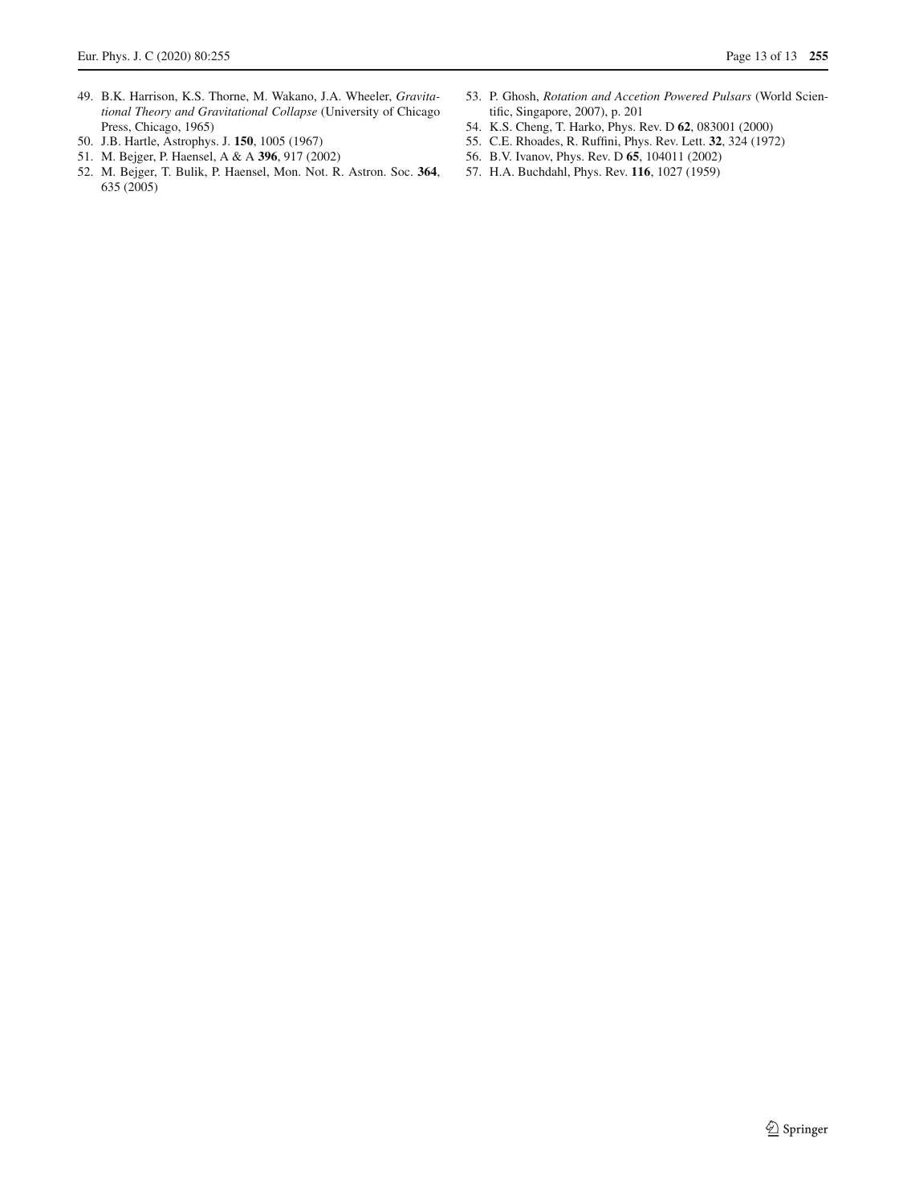49. B.K. Harrison, K.S. Thorne, M. Wakano, J.A. Wheeler, *Gravitational Theory and Gravitational Collapse* (University of Chicago Press, Chicago, 1965)
50. J.B. Hartle, Astrophys. J. **150**, 1005 (1967)
51. M. Bejger, P. Haensel, A & A **396**, 917 (2002)
52. M. Bejger, T. Bulik, P. Haensel, Mon. Not. R. Astron. Soc. **364**, 635 (2005)
53. P. Ghosh, *Rotation and Accetion Powered Pulsars* (World Scientific, Singapore, 2007), p. 201
54. K.S. Cheng, T. Harko, Phys. Rev. D **62**, 083001 (2000)
55. C.E. Rhoades, R. Ruffini, Phys. Rev. Lett. **32**, 324 (1972)
56. B.V. Ivanov, Phys. Rev. D **65**, 104011 (2002)
57. H.A. Buchdahl, Phys. Rev. **116**, 1027 (1959)